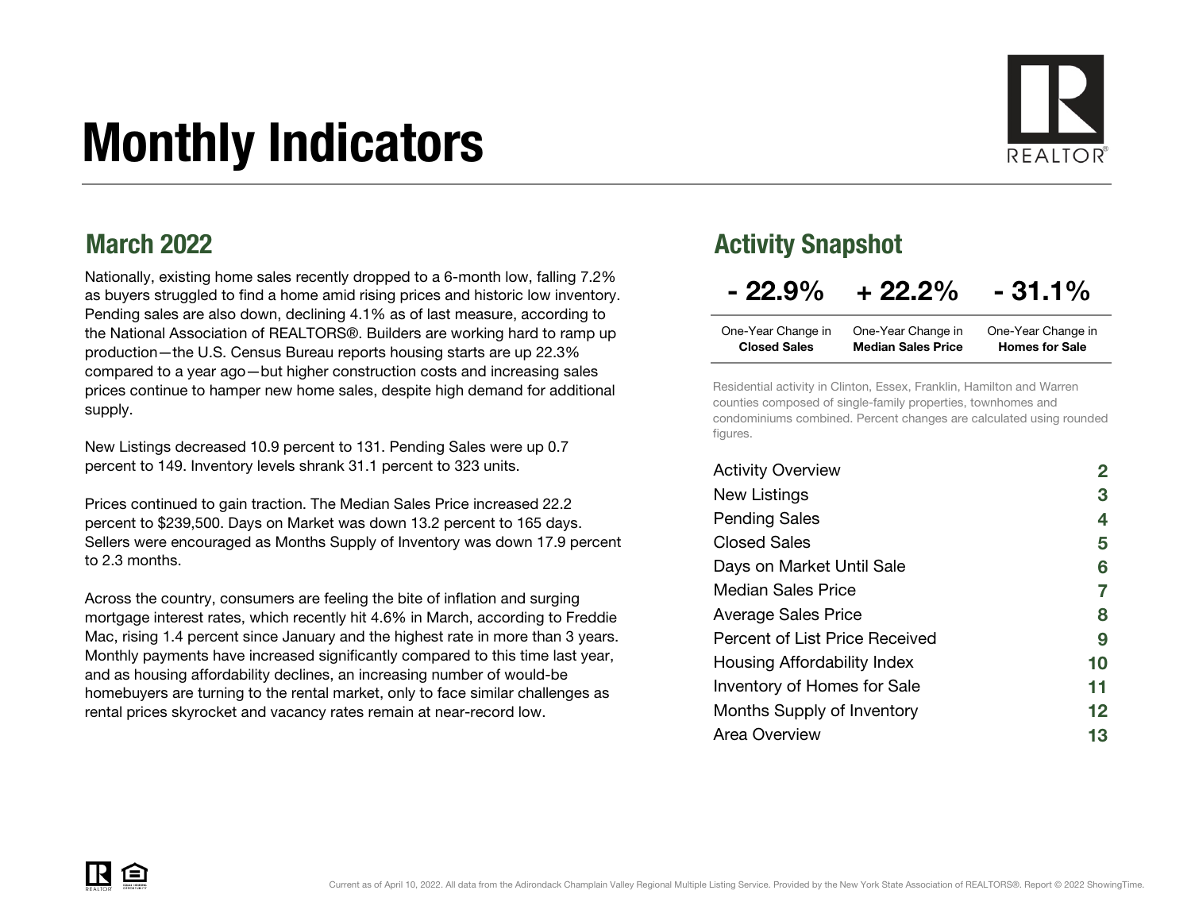# Monthly Indicators

## March 2022

Nationally, existing home sales recently dropped to a 6-month low, falling 7.2% as buyers struggled to find a home amid rising prices and historic low inventory. Pending sales are also down, declining 4.1% as of last measure, according to the National Association of REALTORS®. Builders are working hard to ramp up production—the U.S. Census Bureau reports housing starts are up 22.3% compared to a year ago—but higher construction costs and increasing sales prices continue to hamper new home sales, despite high demand for additional supply.

New Listings decreased 10.9 percent to 131. Pending Sales were up 0.7 percent to 149. Inventory levels shrank 31.1 percent to 323 units.

Prices continued to gain traction. The Median Sales Price increased 22.2 percent to $239,500. Days on Market was down 13.2 percent to 165 days. Sellers were encouraged as Months Supply of Inventory was down 17.9 percent to 2.3 months.

Across the country, consumers are feeling the bite of inflation and surging mortgage interest rates, which recently hit 4.6% in March, according to Freddie Mac, rising 1.4 percent since January and the highest rate in more than 3 years. Monthly payments have increased significantly compared to this time last year, and as housing affordability declines, an increasing number of would-be homebuyers are turning to the rental market, only to face similar challenges as rental prices skyrocket and vacancy rates remain at near-record low.

## Activity Snapshot

| - 22.9% | + 22.2% | - 31.1% |
|---|---|---|
| One-Year Change in **Closed Sales** | One-Year Change in **Median Sales Price** | One-Year Change in **Homes for Sale** |

Residential activity in Clinton, Essex, Franklin, Hamilton and Warren counties composed of single-family properties, townhomes and condominiums combined. Percent changes are calculated using rounded figures.

| | |
|---|---|
| Activity Overview | 2 |
| New Listings | 3 |
| Pending Sales | 4 |
| Closed Sales | 5 |
| Days on Market Until Sale | 6 |
| Median Sales Price | 7 |
| Average Sales Price | 8 |
| Percent of List Price Received | 9 |
| Housing Affordability Index | 10 |
| Inventory of Homes for Sale | 11 |
| Months Supply of Inventory | 12 |
| Area Overview | 13 |

Current as of April 10, 2022. All data from the Adirondack Champlain Valley Regional Multiple Listing Service. Provided by the New York State Association of REALTORS®. Report © 2022 ShowingTime.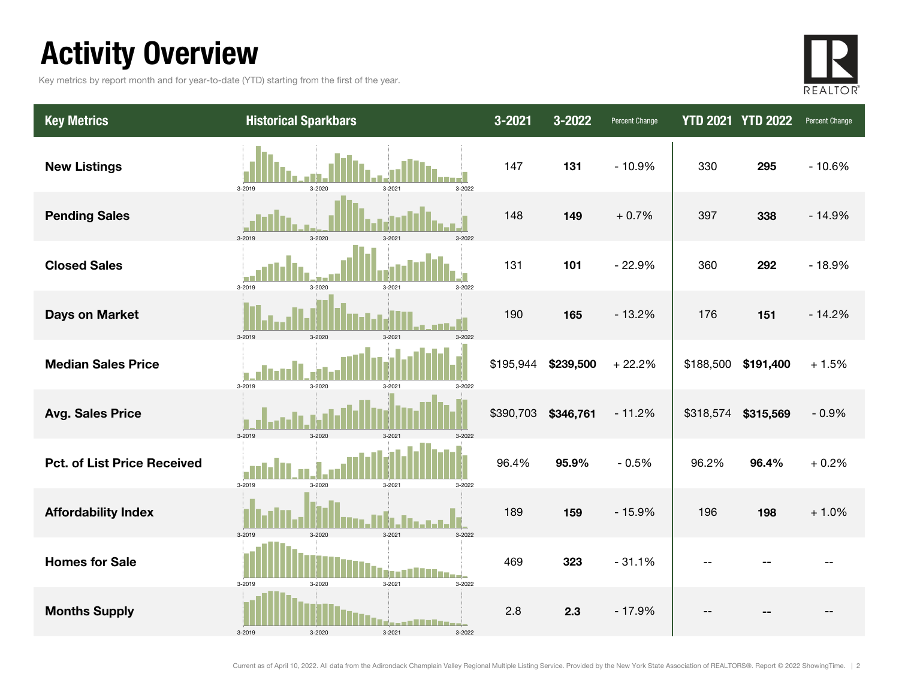# Activity Overview

Key metrics by report month and for year-to-date (YTD) starting from the first of the year.

| Key Metrics | Historical Sparkbars | 3-2021 | 3-2022 | Percent Change | YTD 2021 | YTD 2022 | Percent Change |
|---|---|---|---|---|---|---|---|
| **New Listings** | 3-2019 3-2020 3-2021 3-2022 | 147 | **131** | - 10.9% | 330 | **295** | - 10.6% |
| **Pending Sales** | 3-2019 3-2020 3-2021 3-2022 | 148 | **149** | + 0.7% | 397 | **338** | - 14.9% |
| **Closed Sales** | 3-2019 3-2020 3-2021 3-2022 | 131 | **101** | - 22.9% | 360 | **292** | - 18.9% |
| **Days on Market** | 3-2019 3-2020 3-2021 3-2022 | 190 | **165** | - 13.2% | 176 | **151** | - 14.2% |
| **Median Sales Price** | 3-2019 3-2020 3-2021 3-2022 | $195,944 | **$239,500** | + 22.2% | $188,500 | **$191,400** | + 1.5% |
| **Avg. Sales Price** | 3-2019 3-2020 3-2021 3-2022 | $390,703 | **$346,761** | - 11.2% | $318,574 | **$315,569** | - 0.9% |
| **Pct. of List Price Received** | 3-2019 3-2020 3-2021 3-2022 | 96.4% | **95.9%** | - 0.5% | 96.2% | **96.4%** | + 0.2% |
| **Affordability Index** | 3-2019 3-2020 3-2021 3-2022 | 189 | **159** | - 15.9% | 196 | **198** | + 1.0% |
| **Homes for Sale** | 3-2019 3-2020 3-2021 3-2022 | 469 | **323** | - 31.1% | -- | **--** | -- |
| **Months Supply** | 3-2019 3-2020 3-2021 3-2022 | 2.8 | **2.3** | - 17.9% | -- | **--** | -- |

Current as of April 10, 2022. All data from the Adirondack Champlain Valley Regional Multiple Listing Service. Provided by the New York State Association of REALTORS®. Report © 2022 ShowingTime.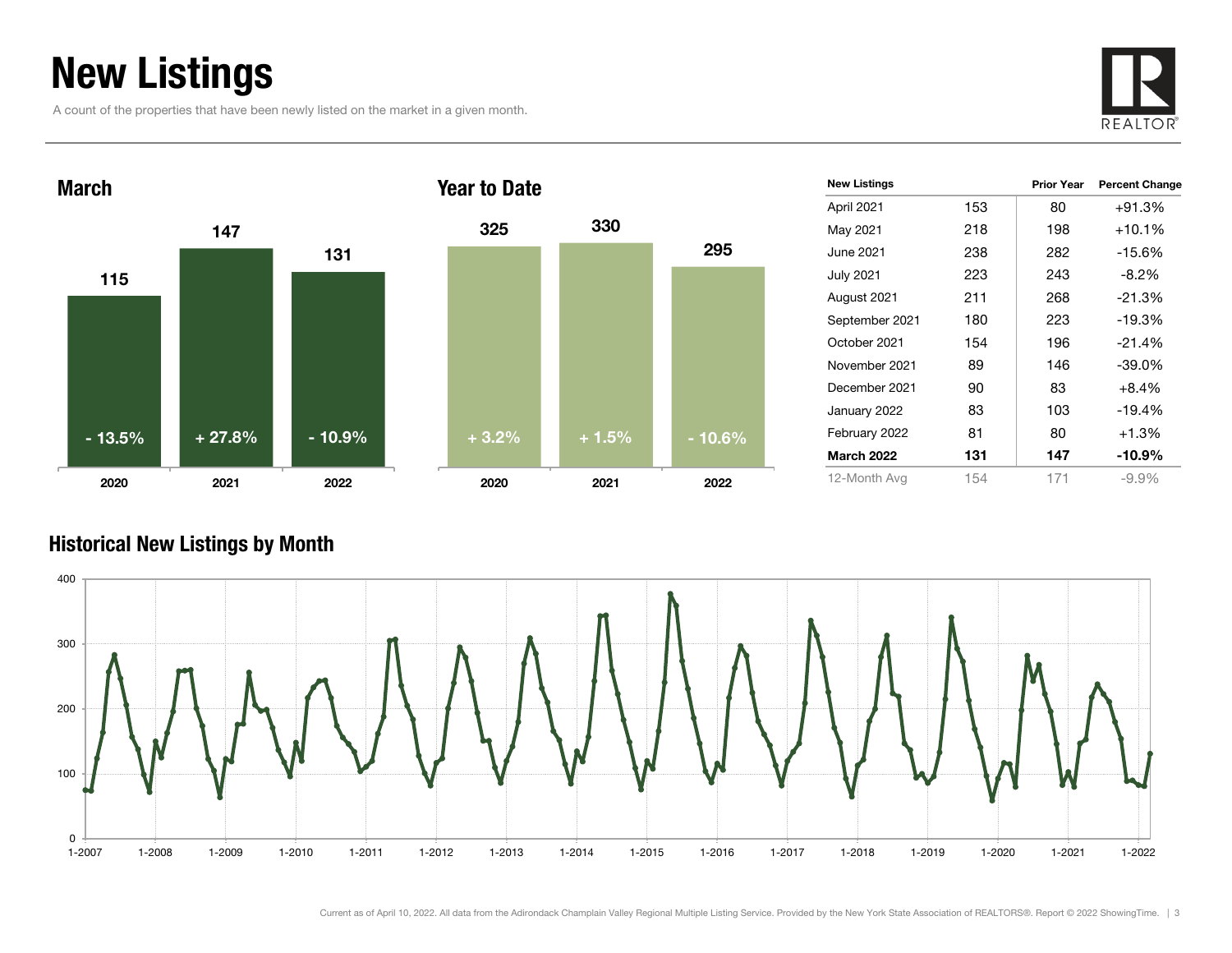# New Listings

A count of the properties that have been newly listed on the market in a given month.

## March

| | 2020 | 2021 | 2022 |
|---|---|---|---|
| New Listings | 115 | 147 | 131 |
| Change | - 13.5% | + 27.8% | - 10.9% |

## Year to Date

| | 2020 | 2021 | 2022 |
|---|---|---|---|
| New Listings | 325 | 330 | 295 |
| Change | + 3.2% | + 1.5% | - 10.6% |

| New Listings | | Prior Year | Percent Change |
|---|---|---|---|
| April 2021 | 153 | 80 | +91.3% |
| May 2021 | 218 | 198 | +10.1% |
| June 2021 | 238 | 282 | -15.6% |
| July 2021 | 223 | 243 | -8.2% |
| August 2021 | 211 | 268 | -21.3% |
| September 2021 | 180 | 223 | -19.3% |
| October 2021 | 154 | 196 | -21.4% |
| November 2021 | 89 | 146 | -39.0% |
| December 2021 | 90 | 83 | +8.4% |
| January 2022 | 83 | 103 | -19.4% |
| February 2022 | 81 | 80 | +1.3% |
| **March 2022** | **131** | **147** | **-10.9%** |
| 12-Month Avg | 154 | 171 | -9.9% |

## Historical New Listings by Month

Current as of April 10, 2022. All data from the Adirondack Champlain Valley Regional Multiple Listing Service. Provided by the New York State Association of REALTORS®. Report © 2022 ShowingTime.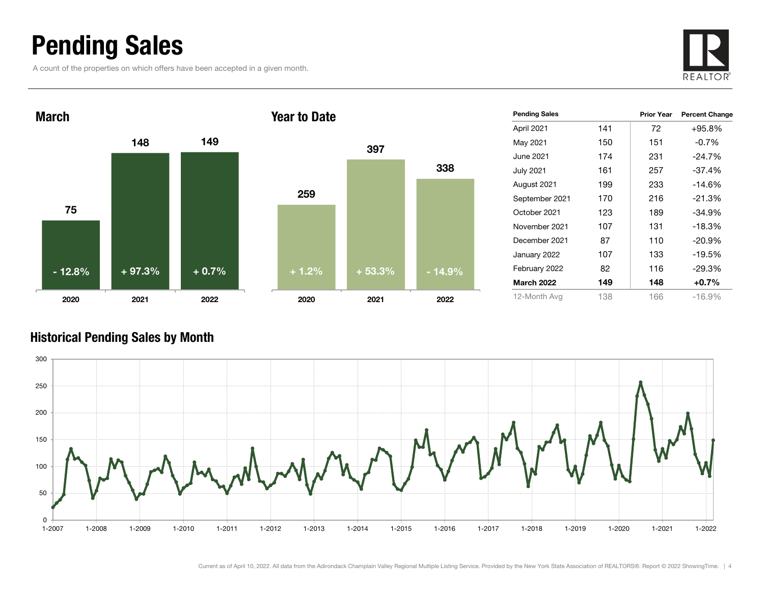# Pending Sales

A count of the properties on which offers have been accepted in a given month.

## March

| Year | Pending Sales | Percent Change |
|---|---|---|
| 2020 | 75 | - 12.8% |
| 2021 | 148 | + 97.3% |
| 2022 | 149 | + 0.7% |

## Year to Date

| Year | Pending Sales | Percent Change |
|---|---|---|
| 2020 | 259 | + 1.2% |
| 2021 | 397 | + 53.3% |
| 2022 | 338 | - 14.9% |

| Pending Sales | | Prior Year | Percent Change |
|---|---|---|---|
| April 2021 | 141 | 72 | +95.8% |
| May 2021 | 150 | 151 | -0.7% |
| June 2021 | 174 | 231 | -24.7% |
| July 2021 | 161 | 257 | -37.4% |
| August 2021 | 199 | 233 | -14.6% |
| September 2021 | 170 | 216 | -21.3% |
| October 2021 | 123 | 189 | -34.9% |
| November 2021 | 107 | 131 | -18.3% |
| December 2021 | 87 | 110 | -20.9% |
| January 2022 | 107 | 133 | -19.5% |
| February 2022 | 82 | 116 | -29.3% |
| **March 2022** | **149** | **148** | **+0.7%** |
| 12-Month Avg | 138 | 166 | -16.9% |

## Historical Pending Sales by Month

Current as of April 10, 2022. All data from the Adirondack Champlain Valley Regional Multiple Listing Service. Provided by the New York State Association of REALTORS®. Report © 2022 ShowingTime.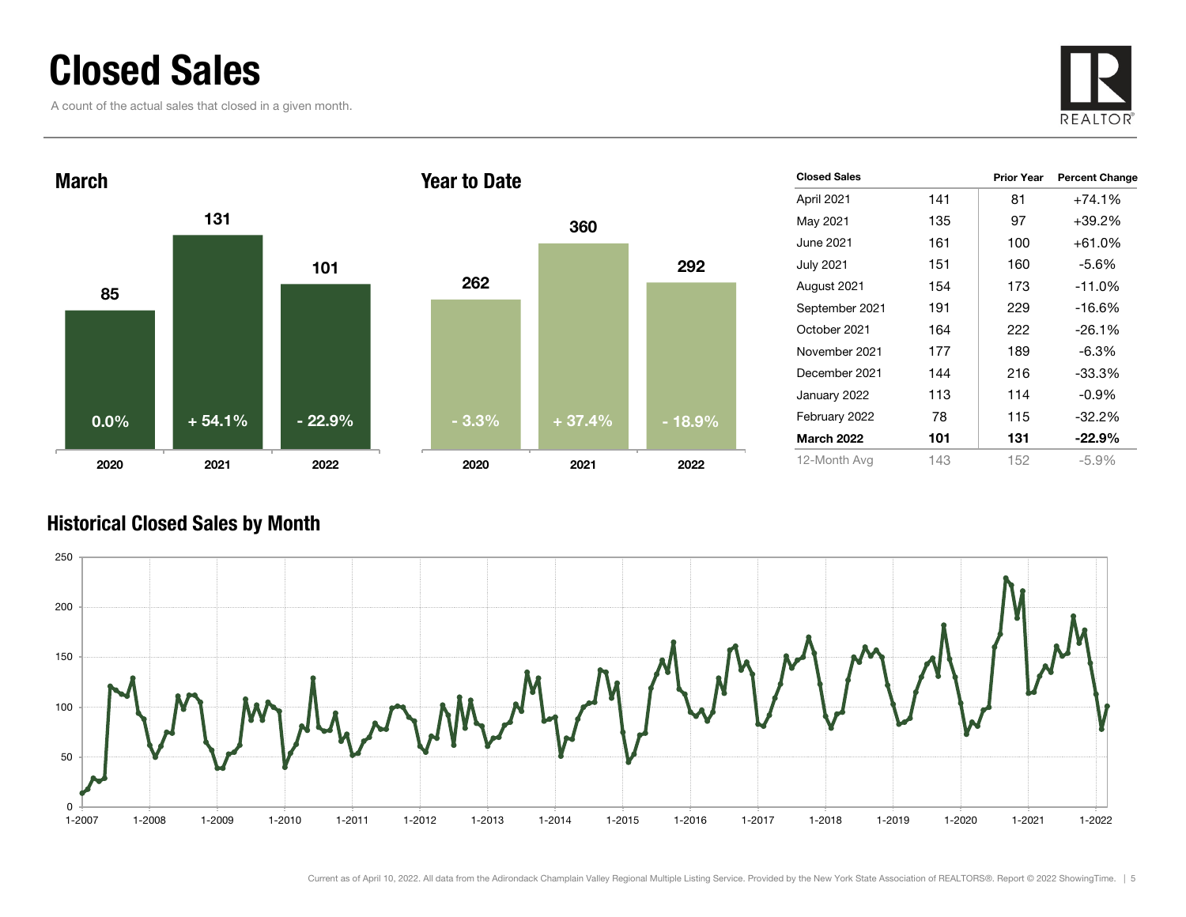# Closed Sales

A count of the actual sales that closed in a given month.

## March

| | 2020 | 2021 | 2022 |
|---|---|---|---|
| Closed Sales | 85 | 131 | 101 |
| Percent Change | 0.0% | + 54.1% | - 22.9% |

## Year to Date

| | 2020 | 2021 | 2022 |
|---|---|---|---|
| Closed Sales | 262 | 360 | 292 |
| Percent Change | - 3.3% | + 37.4% | - 18.9% |

| Closed Sales | | Prior Year | Percent Change |
|---|---|---|---|
| April 2021 | 141 | 81 | +74.1% |
| May 2021 | 135 | 97 | +39.2% |
| June 2021 | 161 | 100 | +61.0% |
| July 2021 | 151 | 160 | -5.6% |
| August 2021 | 154 | 173 | -11.0% |
| September 2021 | 191 | 229 | -16.6% |
| October 2021 | 164 | 222 | -26.1% |
| November 2021 | 177 | 189 | -6.3% |
| December 2021 | 144 | 216 | -33.3% |
| January 2022 | 113 | 114 | -0.9% |
| February 2022 | 78 | 115 | -32.2% |
| **March 2022** | **101** | **131** | **-22.9%** |
| 12-Month Avg | 143 | 152 | -5.9% |

## Historical Closed Sales by Month

Current as of April 10, 2022. All data from the Adirondack Champlain Valley Regional Multiple Listing Service. Provided by the New York State Association of REALTORS®. Report © 2022 ShowingTime.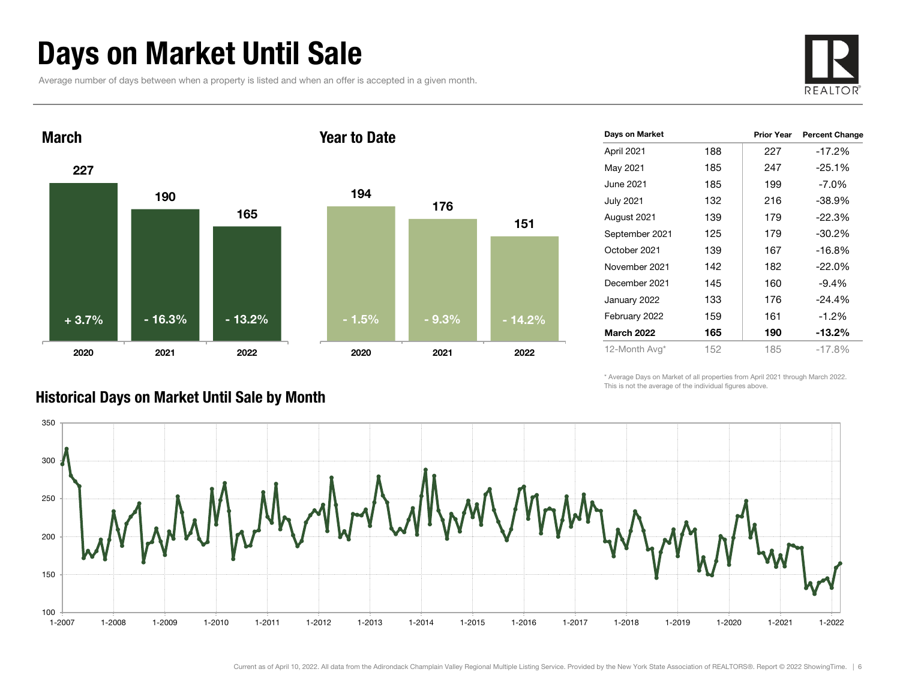# Days on Market Until Sale

Average number of days between when a property is listed and when an offer is accepted in a given month.

## March

| Year | Days | Change |
|---|---|---|
| 2020 | 227 | + 3.7% |
| 2021 | 190 | - 16.3% |
| 2022 | 165 | - 13.2% |

## Year to Date

| Year | Days | Change |
|---|---|---|
| 2020 | 194 | - 1.5% |
| 2021 | 176 | - 9.3% |
| 2022 | 151 | - 14.2% |

| Days on Market | | Prior Year | Percent Change |
|---|---|---|---|
| April 2021 | 188 | 227 | -17.2% |
| May 2021 | 185 | 247 | -25.1% |
| June 2021 | 185 | 199 | -7.0% |
| July 2021 | 132 | 216 | -38.9% |
| August 2021 | 139 | 179 | -22.3% |
| September 2021 | 125 | 179 | -30.2% |
| October 2021 | 139 | 167 | -16.8% |
| November 2021 | 142 | 182 | -22.0% |
| December 2021 | 145 | 160 | -9.4% |
| January 2022 | 133 | 176 | -24.4% |
| February 2022 | 159 | 161 | -1.2% |
| **March 2022** | **165** | **190** | **-13.2%** |
| 12-Month Avg* | 152 | 185 | -17.8% |

\* Average Days on Market of all properties from April 2021 through March 2022. This is not the average of the individual figures above.

## Historical Days on Market Until Sale by Month

Current as of April 10, 2022. All data from the Adirondack Champlain Valley Regional Multiple Listing Service. Provided by the New York State Association of REALTORS®. Report © 2022 ShowingTime.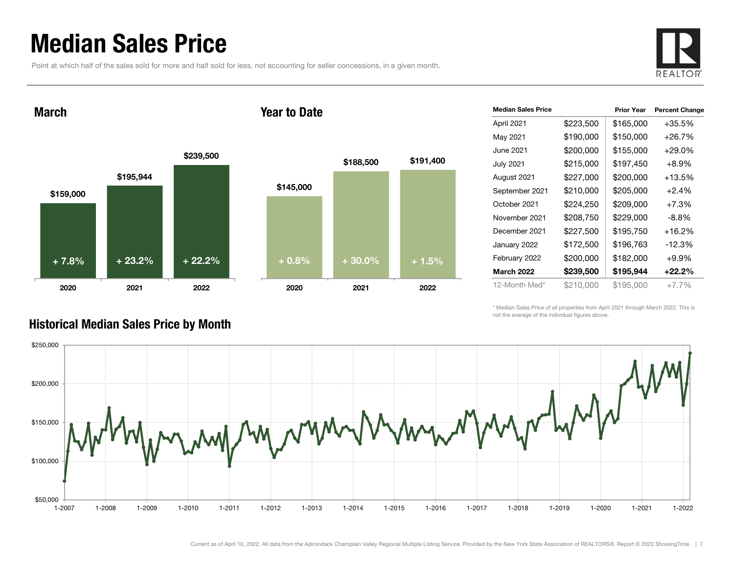# Median Sales Price

Point at which half of the sales sold for more and half sold for less, not accounting for seller concessions, in a given month.

## March

| Year | Median Sales Price | Change |
|---|---|---|
| 2020 | $159,000 | + 7.8% |
| 2021 | $195,944 | + 23.2% |
| 2022 | $239,500 | + 22.2% |

## Year to Date

| Year | Median Sales Price | Change |
|---|---|---|
| 2020 | $145,000 | + 0.8% |
| 2021 | $188,500 | + 30.0% |
| 2022 | $191,400 | + 1.5% |

| Median Sales Price | | Prior Year | Percent Change |
|---|---|---|---|
| April 2021 | $223,500 | $165,000 | +35.5% |
| May 2021 | $190,000 | $150,000 | +26.7% |
| June 2021 | $200,000 | $155,000 | +29.0% |
| July 2021 | $215,000 | $197,450 | +8.9% |
| August 2021 | $227,000 | $200,000 | +13.5% |
| September 2021 | $210,000 | $205,000 | +2.4% |
| October 2021 | $224,250 | $209,000 | +7.3% |
| November 2021 | $208,750 | $229,000 | -8.8% |
| December 2021 | $227,500 | $195,750 | +16.2% |
| January 2022 | $172,500 | $196,763 | -12.3% |
| February 2022 | $200,000 | $182,000 | +9.9% |
| **March 2022** | **$239,500** | **$195,944** | **+22.2%** |
| 12-Month Med* | $210,000 | $195,000 | +7.7% |

\* Median Sales Price of all properties from April 2021 through March 2022. This is not the average of the individual figures above.

## Historical Median Sales Price by Month

Current as of April 10, 2022. All data from the Adirondack Champlain Valley Regional Multiple Listing Service. Provided by the New York State Association of REALTORS®. Report © 2022 ShowingTime.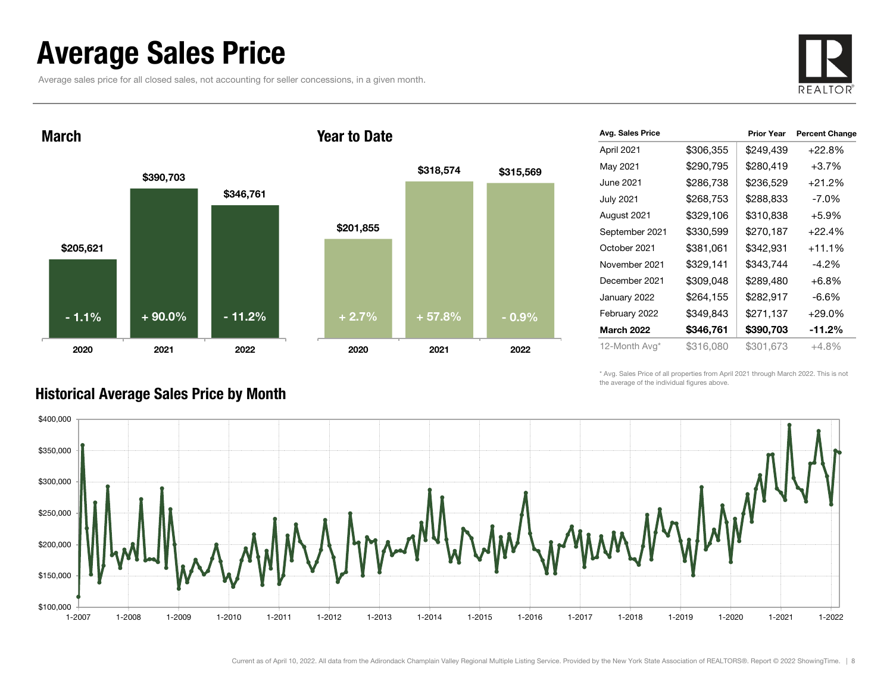# Average Sales Price

Average sales price for all closed sales, not accounting for seller concessions, in a given month.

## March

| Year | Average Sales Price | Change |
|---|---|---|
| 2020 | $205,621 | - 1.1% |
| 2021 | $390,703 | + 90.0% |
| 2022 | $346,761 | - 11.2% |

## Year to Date

| Year | Average Sales Price | Change |
|---|---|---|
| 2020 | $201,855 | + 2.7% |
| 2021 | $318,574 | + 57.8% |
| 2022 | $315,569 | - 0.9% |

| Avg. Sales Price | | Prior Year | Percent Change |
|---|---|---|---|
| April 2021 | $306,355 | $249,439 | +22.8% |
| May 2021 | $290,795 | $280,419 | +3.7% |
| June 2021 | $286,738 | $236,529 | +21.2% |
| July 2021 | $268,753 | $288,833 | -7.0% |
| August 2021 | $329,106 | $310,838 | +5.9% |
| September 2021 | $330,599 | $270,187 | +22.4% |
| October 2021 | $381,061 | $342,931 | +11.1% |
| November 2021 | $329,141 | $343,744 | -4.2% |
| December 2021 | $309,048 | $289,480 | +6.8% |
| January 2022 | $264,155 | $282,917 | -6.6% |
| February 2022 | $349,843 | $271,137 | +29.0% |
| **March 2022** | **$346,761** | **$390,703** | **-11.2%** |
| 12-Month Avg* | $316,080 | $301,673 | +4.8% |

\* Avg. Sales Price of all properties from April 2021 through March 2022. This is not the average of the individual figures above.

## Historical Average Sales Price by Month

Current as of April 10, 2022. All data from the Adirondack Champlain Valley Regional Multiple Listing Service. Provided by the New York State Association of REALTORS®. Report © 2022 ShowingTime.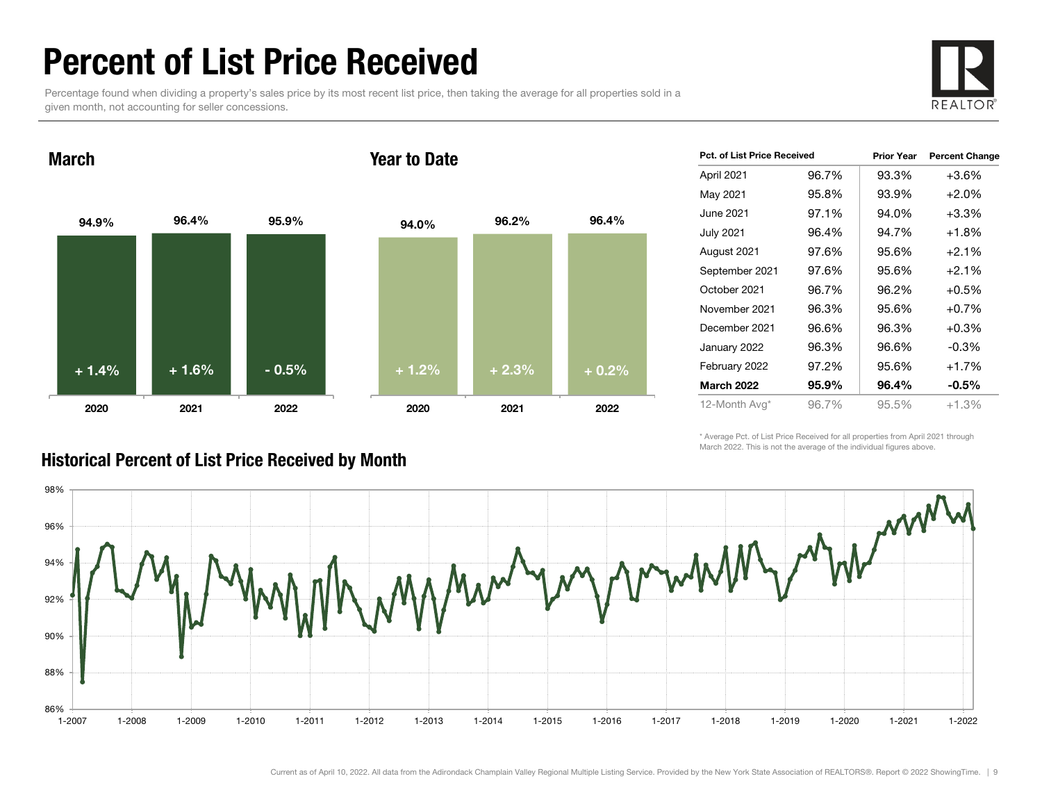# Percent of List Price Received

Percentage found when dividing a property's sales price by its most recent list price, then taking the average for all properties sold in a given month, not accounting for seller concessions.

## March

| | 2020 | 2021 | 2022 |
|---|---|---|---|
| Percent of List Price Received | 94.9% | 96.4% | 95.9% |
| Change | + 1.4% | + 1.6% | - 0.5% |

## Year to Date

| | 2020 | 2021 | 2022 |
|---|---|---|---|
| Percent of List Price Received | 94.0% | 96.2% | 96.4% |
| Change | + 1.2% | + 2.3% | + 0.2% |

| Pct. of List Price Received | | Prior Year | Percent Change |
|---|---|---|---|
| April 2021 | 96.7% | 93.3% | +3.6% |
| May 2021 | 95.8% | 93.9% | +2.0% |
| June 2021 | 97.1% | 94.0% | +3.3% |
| July 2021 | 96.4% | 94.7% | +1.8% |
| August 2021 | 97.6% | 95.6% | +2.1% |
| September 2021 | 97.6% | 95.6% | +2.1% |
| October 2021 | 96.7% | 96.2% | +0.5% |
| November 2021 | 96.3% | 95.6% | +0.7% |
| December 2021 | 96.6% | 96.3% | +0.3% |
| January 2022 | 96.3% | 96.6% | -0.3% |
| February 2022 | 97.2% | 95.6% | +1.7% |
| **March 2022** | **95.9%** | **96.4%** | **-0.5%** |
| 12-Month Avg* | 96.7% | 95.5% | +1.3% |

\* Average Pct. of List Price Received for all properties from April 2021 through March 2022. This is not the average of the individual figures above.

## Historical Percent of List Price Received by Month

Current as of April 10, 2022. All data from the Adirondack Champlain Valley Regional Multiple Listing Service. Provided by the New York State Association of REALTORS®. Report © 2022 ShowingTime.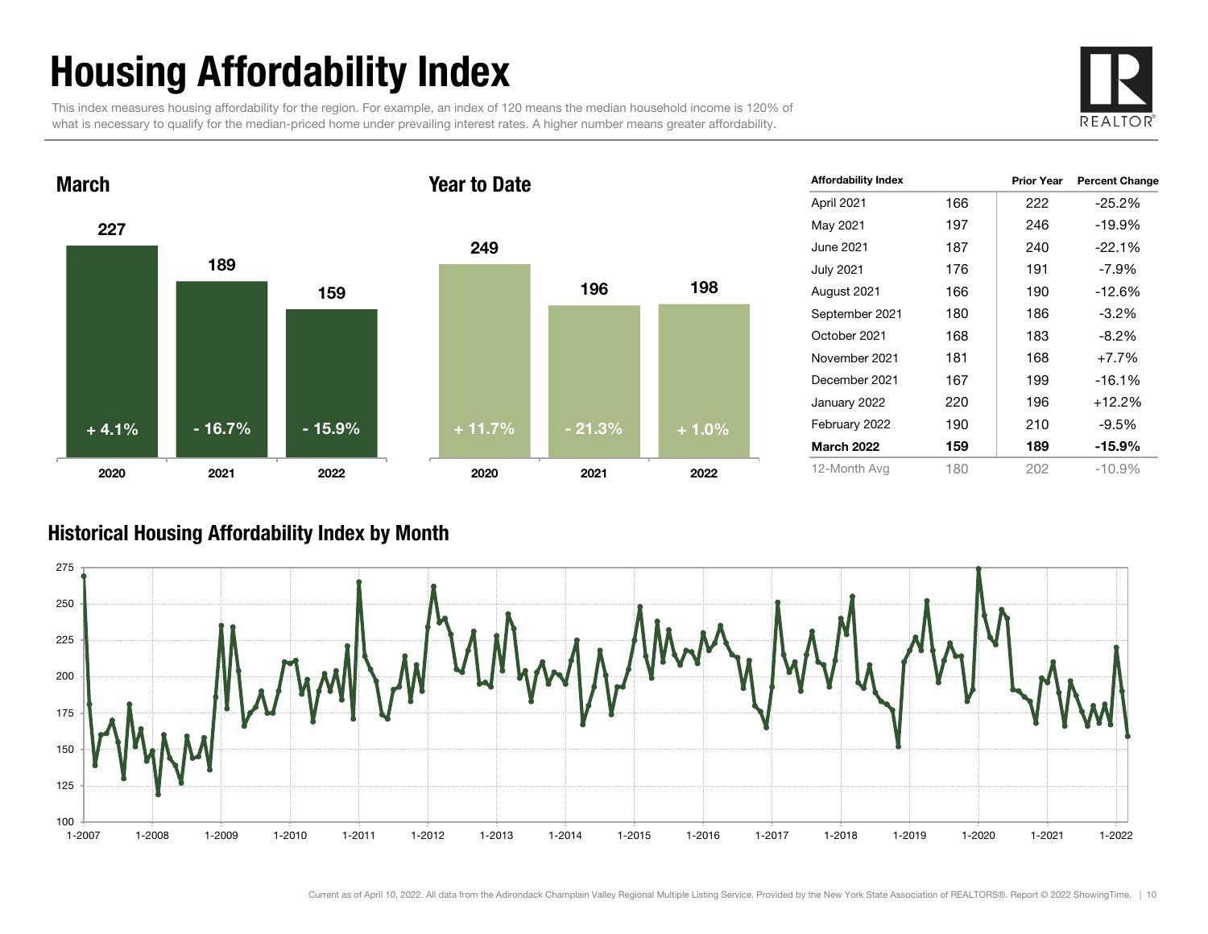# Housing Affordability Index

This index measures housing affordability for the region. For example, an index of 120 means the median household income is 120% of what is necessary to qualify for the median-priced home under prevailing interest rates. A higher number means greater affordability.

## March

| | 2020 | 2021 | 2022 |
|---|---|---|---|
| Index | 227 | 189 | 159 |
| Change | + 4.1% | - 16.7% | - 15.9% |

## Year to Date

| | 2020 | 2021 | 2022 |
|---|---|---|---|
| Index | 249 | 196 | 198 |
| Change | + 11.7% | - 21.3% | + 1.0% |

| Affordability Index | | Prior Year | Percent Change |
|---|---|---|---|
| April 2021 | 166 | 222 | -25.2% |
| May 2021 | 197 | 246 | -19.9% |
| June 2021 | 187 | 240 | -22.1% |
| July 2021 | 176 | 191 | -7.9% |
| August 2021 | 166 | 190 | -12.6% |
| September 2021 | 180 | 186 | -3.2% |
| October 2021 | 168 | 183 | -8.2% |
| November 2021 | 181 | 168 | +7.7% |
| December 2021 | 167 | 199 | -16.1% |
| January 2022 | 220 | 196 | +12.2% |
| February 2022 | 190 | 210 | -9.5% |
| **March 2022** | **159** | **189** | **-15.9%** |
| 12-Month Avg | 180 | 202 | -10.9% |

## Historical Housing Affordability Index by Month

Current as of April 10, 2022. All data from the Adirondack Champlain Valley Regional Multiple Listing Service. Provided by the New York State Association of REALTORS®. Report © 2022 ShowingTime.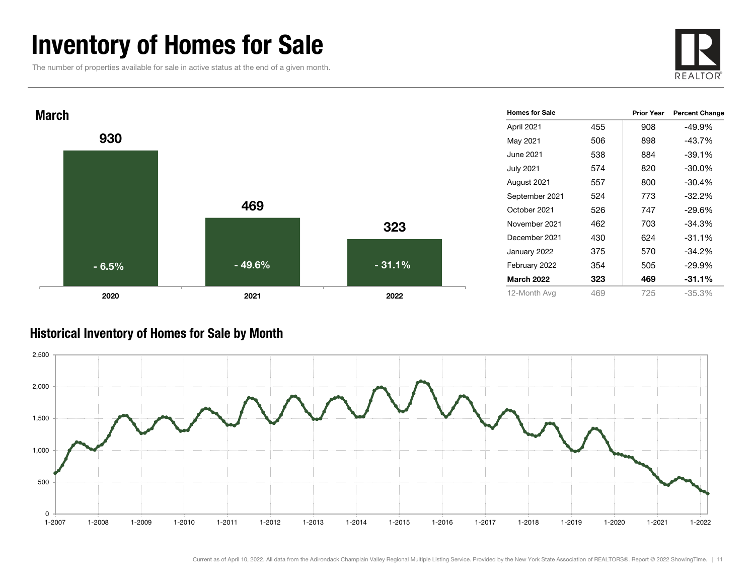# Inventory of Homes for Sale

The number of properties available for sale in active status at the end of a given month.

REALTOR®

## March

| | 2020 | 2021 | 2022 |
|---|---|---|---|
| Homes for Sale | 930 | 469 | 323 |
| Percent Change | - 6.5% | - 49.6% | - 31.1% |

| Homes for Sale | | Prior Year | Percent Change |
|---|---|---|---|
| April 2021 | 455 | 908 | -49.9% |
| May 2021 | 506 | 898 | -43.7% |
| June 2021 | 538 | 884 | -39.1% |
| July 2021 | 574 | 820 | -30.0% |
| August 2021 | 557 | 800 | -30.4% |
| September 2021 | 524 | 773 | -32.2% |
| October 2021 | 526 | 747 | -29.6% |
| November 2021 | 462 | 703 | -34.3% |
| December 2021 | 430 | 624 | -31.1% |
| January 2022 | 375 | 570 | -34.2% |
| February 2022 | 354 | 505 | -29.9% |
| **March 2022** | **323** | **469** | **-31.1%** |
| 12-Month Avg | 469 | 725 | -35.3% |

## Historical Inventory of Homes for Sale by Month

Current as of April 10, 2022. All data from the Adirondack Champlain Valley Regional Multiple Listing Service. Provided by the New York State Association of REALTORS®. Report © 2022 ShowingTime.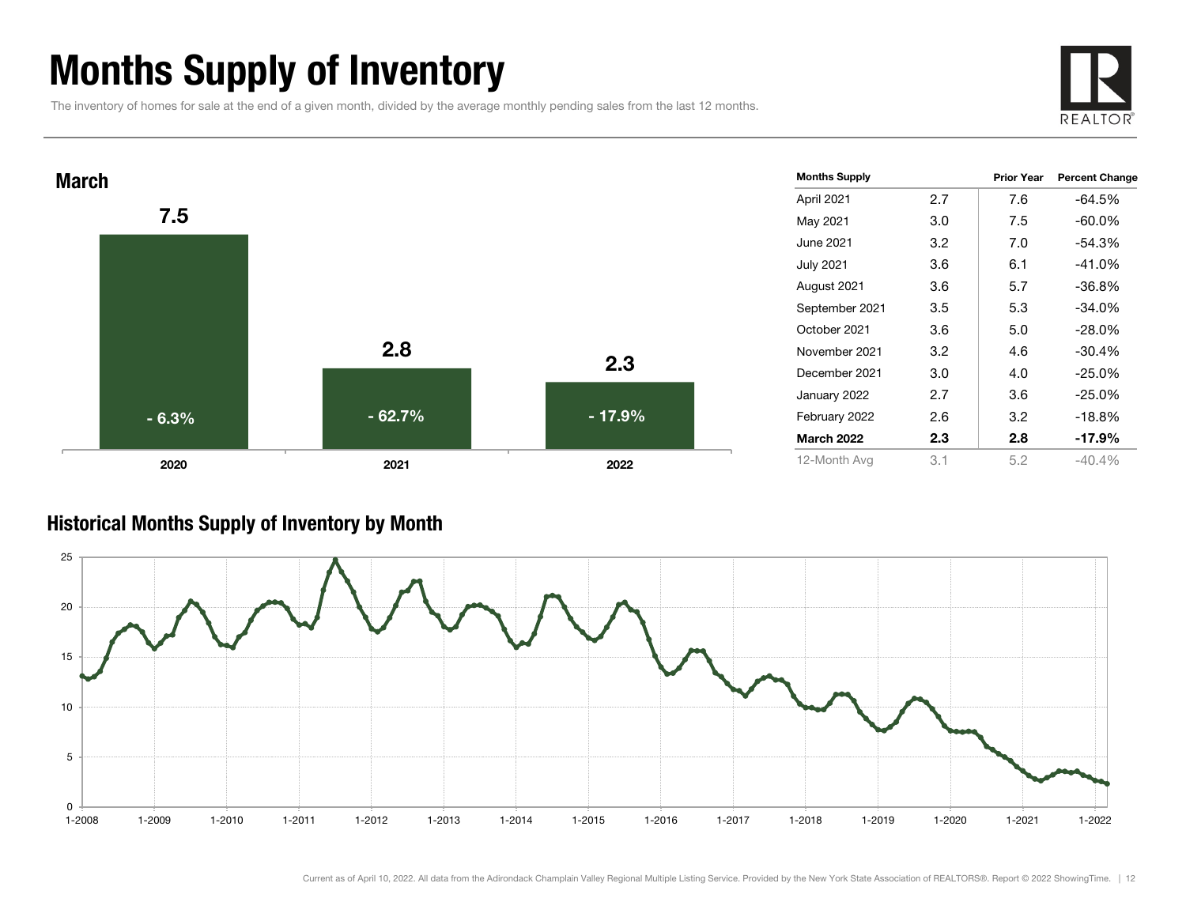# Months Supply of Inventory

The inventory of homes for sale at the end of a given month, divided by the average monthly pending sales from the last 12 months.

## March

| Year | Months Supply | Percent Change |
|---|---|---|
| 2020 | 7.5 | - 6.3% |
| 2021 | 2.8 | - 62.7% |
| 2022 | 2.3 | - 17.9% |

| Months Supply | | Prior Year | Percent Change |
|---|---|---|---|
| April 2021 | 2.7 | 7.6 | -64.5% |
| May 2021 | 3.0 | 7.5 | -60.0% |
| June 2021 | 3.2 | 7.0 | -54.3% |
| July 2021 | 3.6 | 6.1 | -41.0% |
| August 2021 | 3.6 | 5.7 | -36.8% |
| September 2021 | 3.5 | 5.3 | -34.0% |
| October 2021 | 3.6 | 5.0 | -28.0% |
| November 2021 | 3.2 | 4.6 | -30.4% |
| December 2021 | 3.0 | 4.0 | -25.0% |
| January 2022 | 2.7 | 3.6 | -25.0% |
| February 2022 | 2.6 | 3.2 | -18.8% |
| **March 2022** | **2.3** | **2.8** | **-17.9%** |
| 12-Month Avg | 3.1 | 5.2 | -40.4% |

## Historical Months Supply of Inventory by Month

Current as of April 10, 2022. All data from the Adirondack Champlain Valley Regional Multiple Listing Service. Provided by the New York State Association of REALTORS®. Report © 2022 ShowingTime.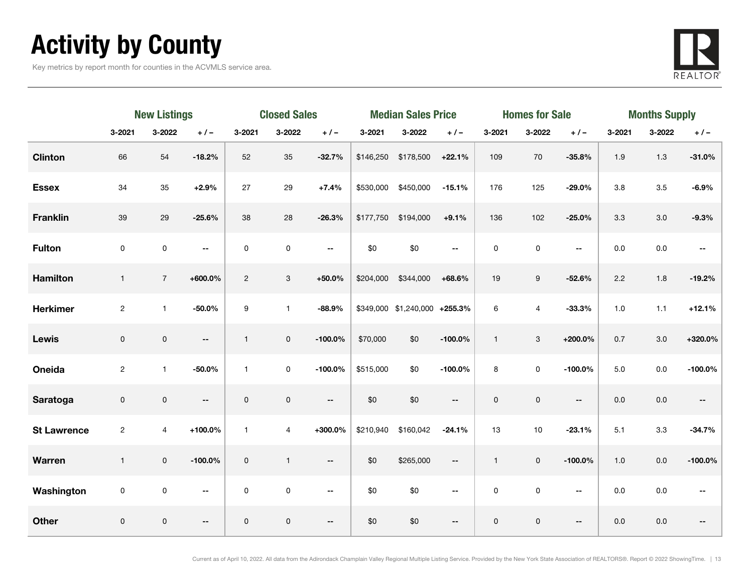# Activity by County

Key metrics by report month for counties in the ACVMLS service area.

REALTOR®

| | New Listings | | | Closed Sales | | | Median Sales Price | | | Homes for Sale | | | Months Supply | | |
|---|---|---|---|---|---|---|---|---|---|---|---|---|---|---|---|
| | 3-2021 | 3-2022 | + / – | 3-2021 | 3-2022 | + / – | 3-2021 | 3-2022 | + / – | 3-2021 | 3-2022 | + / – | 3-2021 | 3-2022 | + / – |
| **Clinton** | 66 | 54 | **-18.2%** | 52 | 35 | **-32.7%** | $146,250 | $178,500 | **+22.1%** | 109 | 70 | **-35.8%** | 1.9 | 1.3 | **-31.0%** |
| **Essex** | 34 | 35 | **+2.9%** | 27 | 29 | **+7.4%** | $530,000 | $450,000 | **-15.1%** | 176 | 125 | **-29.0%** | 3.8 | 3.5 | **-6.9%** |
| **Franklin** | 39 | 29 | **-25.6%** | 38 | 28 | **-26.3%** | $177,750 | $194,000 | **+9.1%** | 136 | 102 | **-25.0%** | 3.3 | 3.0 | **-9.3%** |
| **Fulton** | 0 | 0 | -- | 0 | 0 | -- | $0 | $0 | -- | 0 | 0 | -- | 0.0 | 0.0 | -- |
| **Hamilton** | 1 | 7 | **+600.0%** | 2 | 3 | **+50.0%** | $204,000 | $344,000 | **+68.6%** | 19 | 9 | **-52.6%** | 2.2 | 1.8 | **-19.2%** |
| **Herkimer** | 2 | 1 | **-50.0%** | 9 | 1 | **-88.9%** | $349,000 | $1,240,000 | **+255.3%** | 6 | 4 | **-33.3%** | 1.0 | 1.1 | **+12.1%** |
| **Lewis** | 0 | 0 | -- | 1 | 0 | **-100.0%** | $70,000 | $0 | **-100.0%** | 1 | 3 | **+200.0%** | 0.7 | 3.0 | **+320.0%** |
| **Oneida** | 2 | 1 | **-50.0%** | 1 | 0 | **-100.0%** | $515,000 | $0 | **-100.0%** | 8 | 0 | **-100.0%** | 5.0 | 0.0 | **-100.0%** |
| **Saratoga** | 0 | 0 | -- | 0 | 0 | -- | $0 | $0 | -- | 0 | 0 | -- | 0.0 | 0.0 | -- |
| **St Lawrence** | 2 | 4 | **+100.0%** | 1 | 4 | **+300.0%** | $210,940 | $160,042 | **-24.1%** | 13 | 10 | **-23.1%** | 5.1 | 3.3 | **-34.7%** |
| **Warren** | 1 | 0 | **-100.0%** | 0 | 1 | -- | $0 | $265,000 | -- | 1 | 0 | **-100.0%** | 1.0 | 0.0 | **-100.0%** |
| **Washington** | 0 | 0 | -- | 0 | 0 | -- | $0 | $0 | -- | 0 | 0 | -- | 0.0 | 0.0 | -- |
| **Other** | 0 | 0 | -- | 0 | 0 | -- | $0 | $0 | -- | 0 | 0 | -- | 0.0 | 0.0 | -- |

Current as of April 10, 2022. All data from the Adirondack Champlain Valley Regional Multiple Listing Service. Provided by the New York State Association of REALTORS®. Report © 2022 ShowingTime.